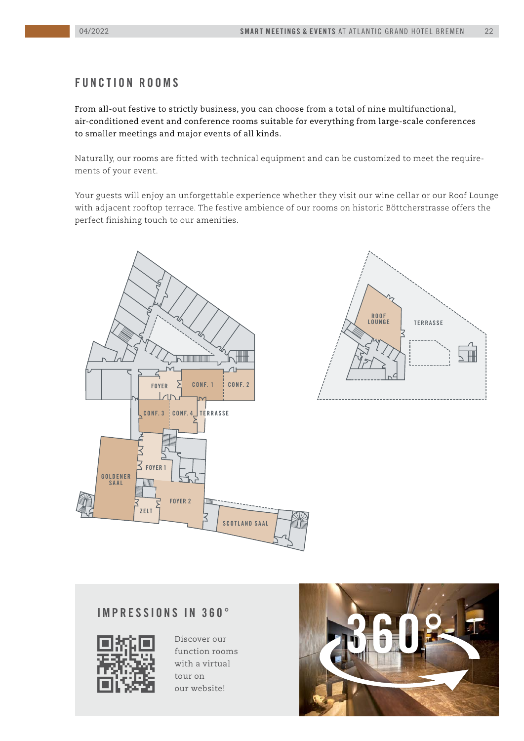# FUNCTION ROOMS

From all-out festive to strictly business, you can choose from a total of nine multifunctional, air-conditioned event and conference rooms suitable for everything from large-scale conferences to smaller meetings and major events of all kinds.

Naturally, our rooms are fitted with technical equipment and can be customized to meet the requirements of your event.

Your guests will enjoy an unforgettable experience whether they visit our wine cellar or our Roof Lounge with adjacent rooftop terrace. The festive ambience of our rooms on historic Böttcherstrasse offers the perfect finishing touch to our amenities.

FOYER · CONF. 1 · CONF. 2 · CONF. 3 · CONF. 4 · TERRASSE · FOYER 1 · GOLDENER SAAL · FOYER 2 · ZELT · SCOTLAND SAAL

ROOF LOUNGE · TERRASSE

## IMPRESSIONS IN 360°

Discover our function rooms with a virtual tour on our website!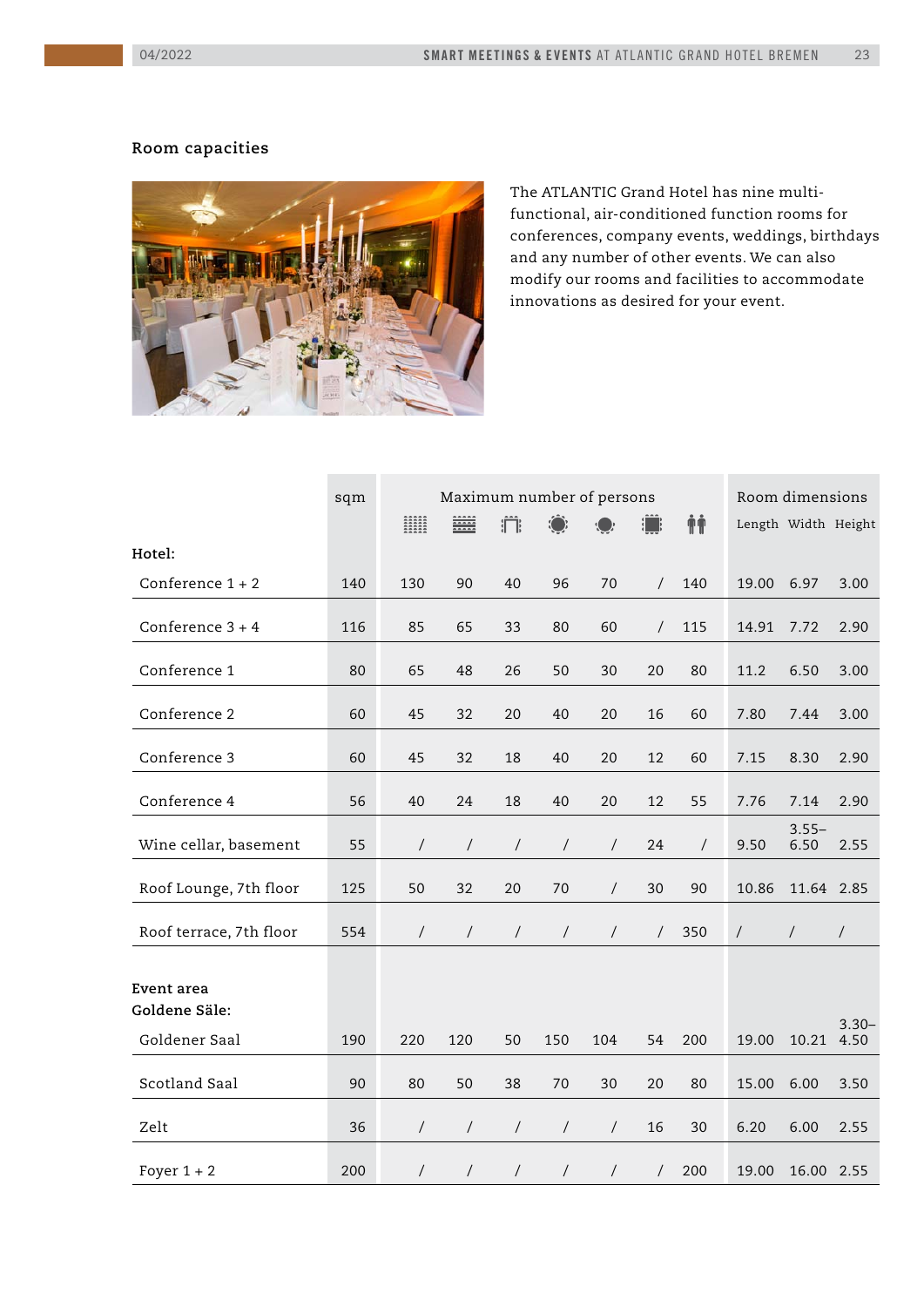## Room capacities

The ATLANTIC Grand Hotel has nine multi-functional, air-conditioned function rooms for conferences, company events, weddings, birthdays and any number of other events. We can also modify our rooms and facilities to accommodate innovations as desired for your event.

| | sqm | Maximum number of persons | | | | | | | Room dimensions | | |
|---|---|---|---|---|---|---|---|---|---|---|---|
| | | | | | | | | | Length | Width | Height |
| **Hotel:** | | | | | | | | | | | |
| Conference 1 + 2 | 140 | 130 | 90 | 40 | 96 | 70 | / | 140 | 19.00 | 6.97 | 3.00 |
| Conference 3 + 4 | 116 | 85 | 65 | 33 | 80 | 60 | / | 115 | 14.91 | 7.72 | 2.90 |
| Conference 1 | 80 | 65 | 48 | 26 | 50 | 30 | 20 | 80 | 11.2 | 6.50 | 3.00 |
| Conference 2 | 60 | 45 | 32 | 20 | 40 | 20 | 16 | 60 | 7.80 | 7.44 | 3.00 |
| Conference 3 | 60 | 45 | 32 | 18 | 40 | 20 | 12 | 60 | 7.15 | 8.30 | 2.90 |
| Conference 4 | 56 | 40 | 24 | 18 | 40 | 20 | 12 | 55 | 7.76 | 7.14 | 2.90 |
| Wine cellar, basement | 55 | / | / | / | / | / | 24 | / | 9.50 | 3.55–6.50 | 2.55 |
| Roof Lounge, 7th floor | 125 | 50 | 32 | 20 | 70 | / | 30 | 90 | 10.86 | 11.64 | 2.85 |
| Roof terrace, 7th floor | 554 | / | / | / | / | / | / | 350 | / | / | / |
| **Event area Goldene Säle:** | | | | | | | | | | | |
| Goldener Saal | 190 | 220 | 120 | 50 | 150 | 104 | 54 | 200 | 19.00 | 10.21 | 3.30–4.50 |
| Scotland Saal | 90 | 80 | 50 | 38 | 70 | 30 | 20 | 80 | 15.00 | 6.00 | 3.50 |
| Zelt | 36 | / | / | / | / | / | 16 | 30 | 6.20 | 6.00 | 2.55 |
| Foyer 1 + 2 | 200 | / | / | / | / | / | / | 200 | 19.00 | 16.00 | 2.55 |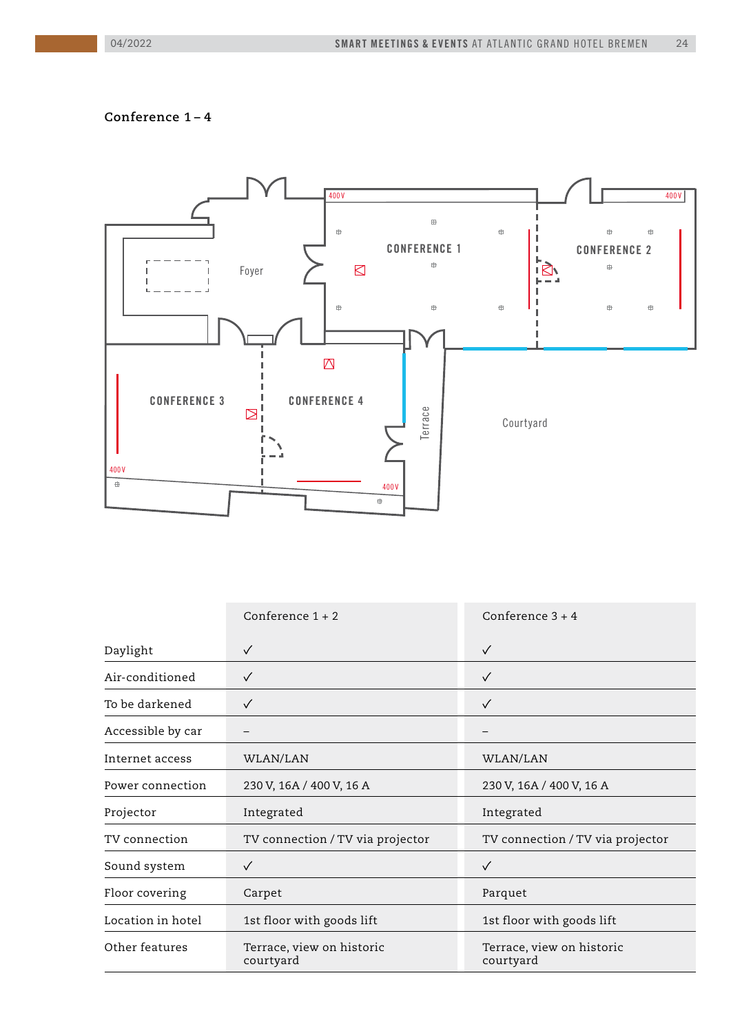## Conference 1 – 4

400 V

CONFERENCE 1

CONFERENCE 2

Foyer

CONFERENCE 3

CONFERENCE 4

Terrace

Courtyard

|  | Conference 1 + 2 | Conference 3 + 4 |
|---|---|---|
| Daylight | ✓ | ✓ |
| Air-conditioned | ✓ | ✓ |
| To be darkened | ✓ | ✓ |
| Accessible by car | – | – |
| Internet access | WLAN/LAN | WLAN/LAN |
| Power connection | 230 V, 16A / 400 V, 16 A | 230 V, 16A / 400 V, 16 A |
| Projector | Integrated | Integrated |
| TV connection | TV connection / TV via projector | TV connection / TV via projector |
| Sound system | ✓ | ✓ |
| Floor covering | Carpet | Parquet |
| Location in hotel | 1st floor with goods lift | 1st floor with goods lift |
| Other features | Terrace, view on historic courtyard | Terrace, view on historic courtyard |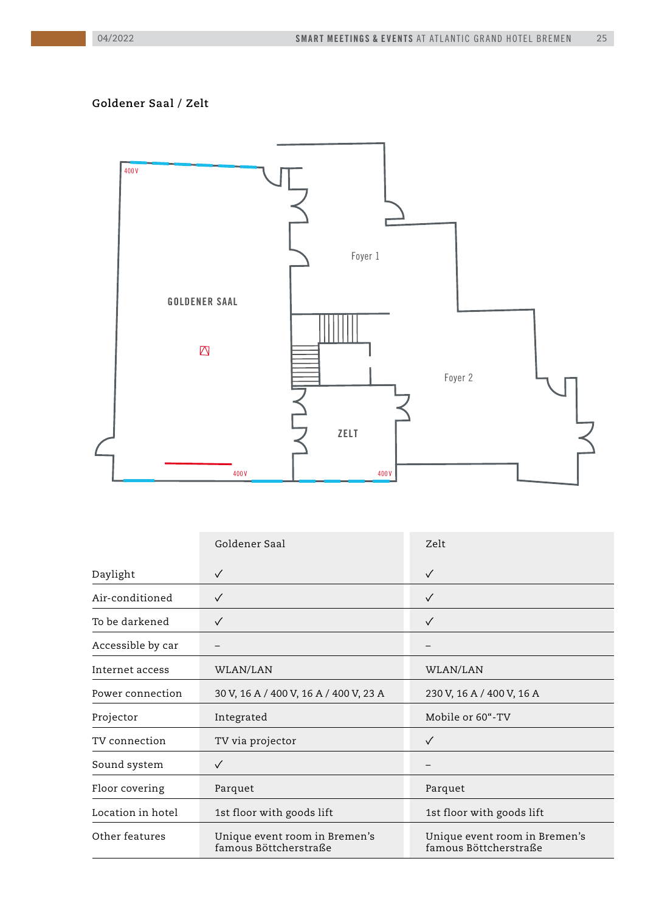## Goldener Saal / Zelt

|  | Goldener Saal | Zelt |
|---|---|---|
| Daylight | ✓ | ✓ |
| Air-conditioned | ✓ | ✓ |
| To be darkened | ✓ | ✓ |
| Accessible by car | – | – |
| Internet access | WLAN/LAN | WLAN/LAN |
| Power connection | 30 V, 16 A / 400 V, 16 A / 400 V, 23 A | 230 V, 16 A / 400 V, 16 A |
| Projector | Integrated | Mobile or 60“-TV |
| TV connection | TV via projector | ✓ |
| Sound system | ✓ | – |
| Floor covering | Parquet | Parquet |
| Location in hotel | 1st floor with goods lift | 1st floor with goods lift |
| Other features | Unique event room in Bremen's famous Böttcherstraße | Unique event room in Bremen's famous Böttcherstraße |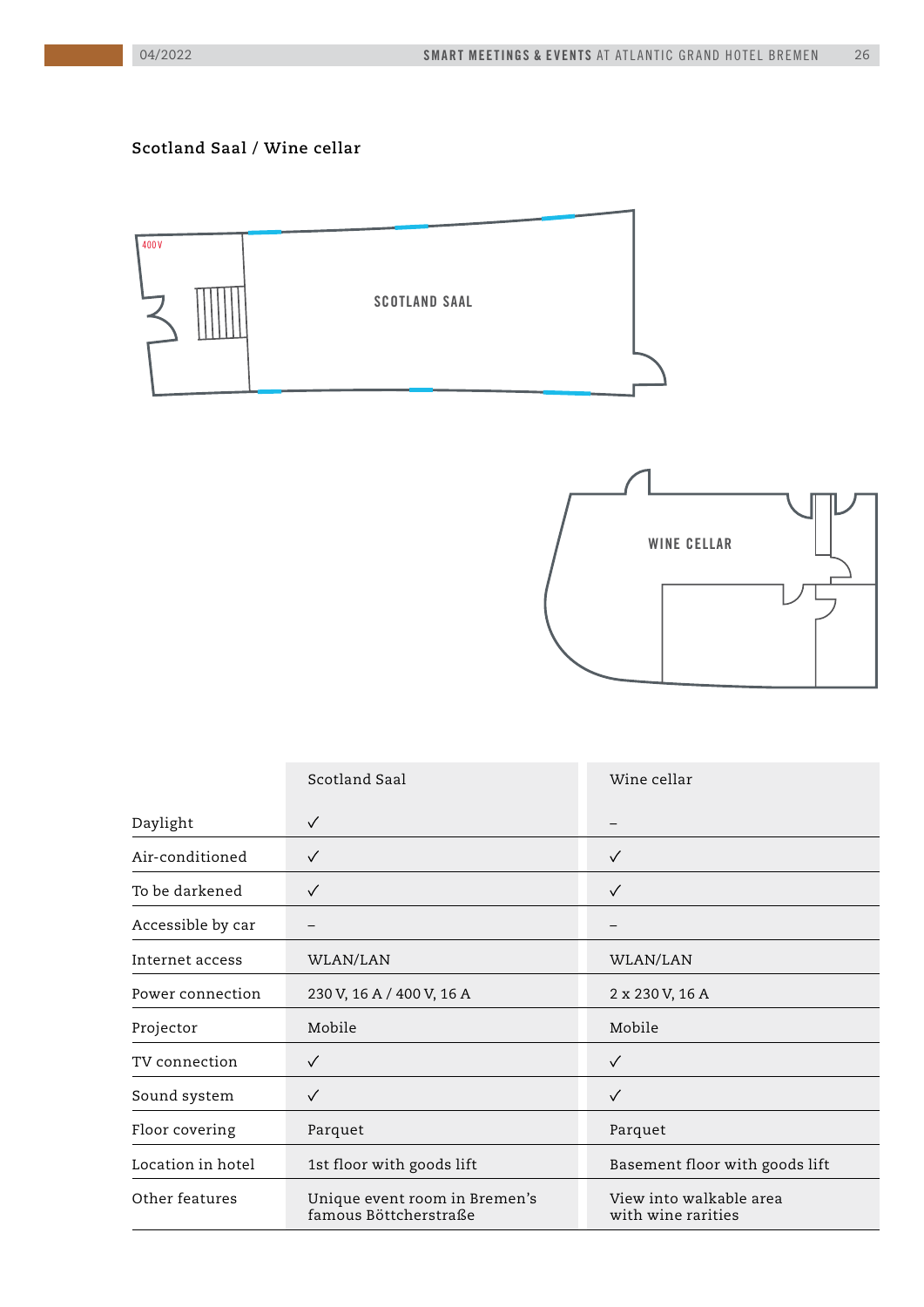## Scotland Saal / Wine cellar

400 V

SCOTLAND SAAL

WINE CELLAR

| | Scotland Saal | Wine cellar |
|---|---|---|
| Daylight | ✓ | – |
| Air-conditioned | ✓ | ✓ |
| To be darkened | ✓ | ✓ |
| Accessible by car | – | – |
| Internet access | WLAN/LAN | WLAN/LAN |
| Power connection | 230 V, 16 A / 400 V, 16 A | 2 x 230 V, 16 A |
| Projector | Mobile | Mobile |
| TV connection | ✓ | ✓ |
| Sound system | ✓ | ✓ |
| Floor covering | Parquet | Parquet |
| Location in hotel | 1st floor with goods lift | Basement floor with goods lift |
| Other features | Unique event room in Bremen's famous Böttcherstraße | View into walkable area with wine rarities |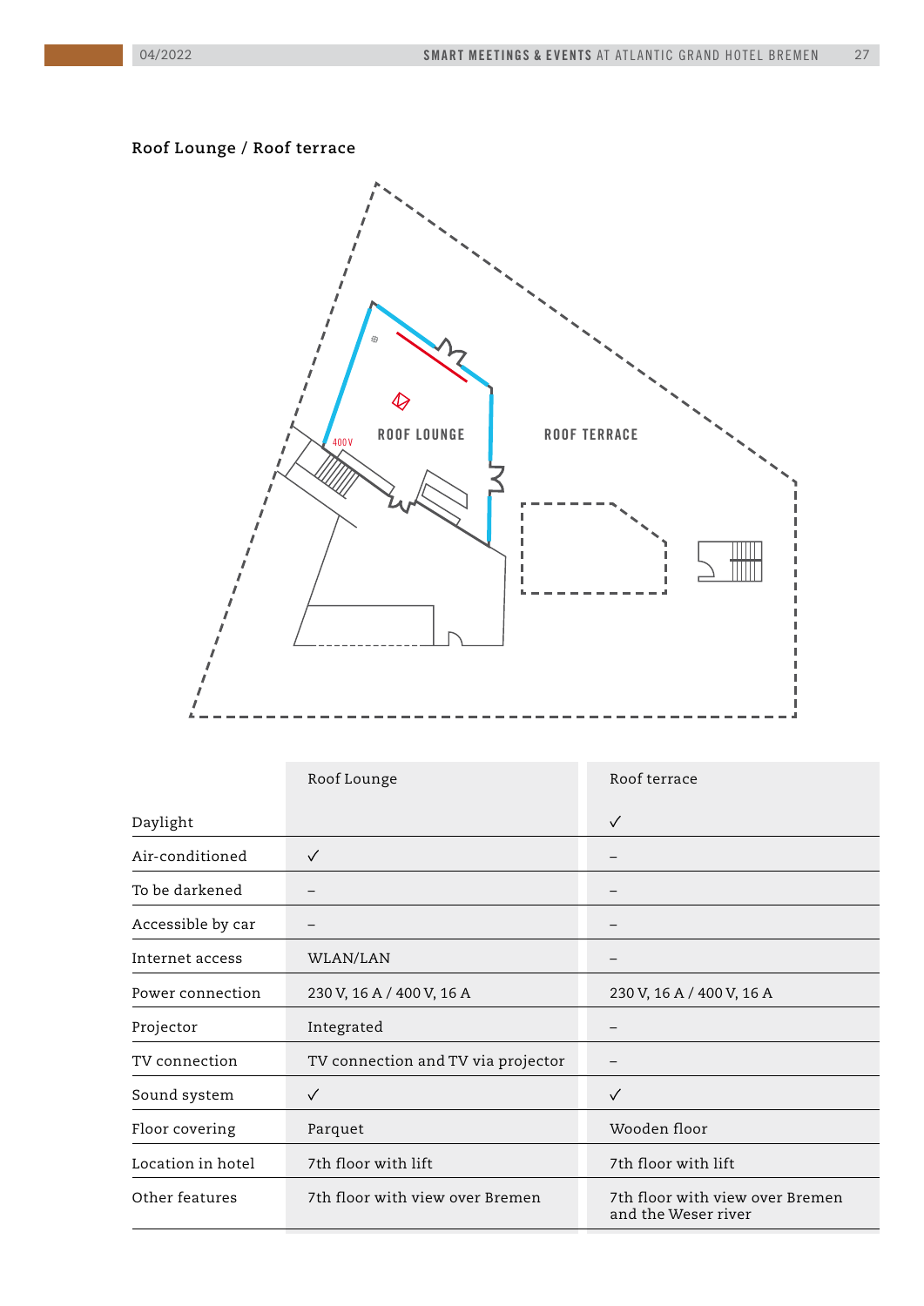## Roof Lounge / Roof terrace

ROOF LOUNGE

ROOF TERRACE

400 V

| | Roof Lounge | Roof terrace |
|---|---|---|
| Daylight | | ✓ |
| Air-conditioned | ✓ | – |
| To be darkened | – | – |
| Accessible by car | – | – |
| Internet access | WLAN/LAN | – |
| Power connection | 230 V, 16 A / 400 V, 16 A | 230 V, 16 A / 400 V, 16 A |
| Projector | Integrated | – |
| TV connection | TV connection and TV via projector | – |
| Sound system | ✓ | ✓ |
| Floor covering | Parquet | Wooden floor |
| Location in hotel | 7th floor with lift | 7th floor with lift |
| Other features | 7th floor with view over Bremen | 7th floor with view over Bremen and the Weser river |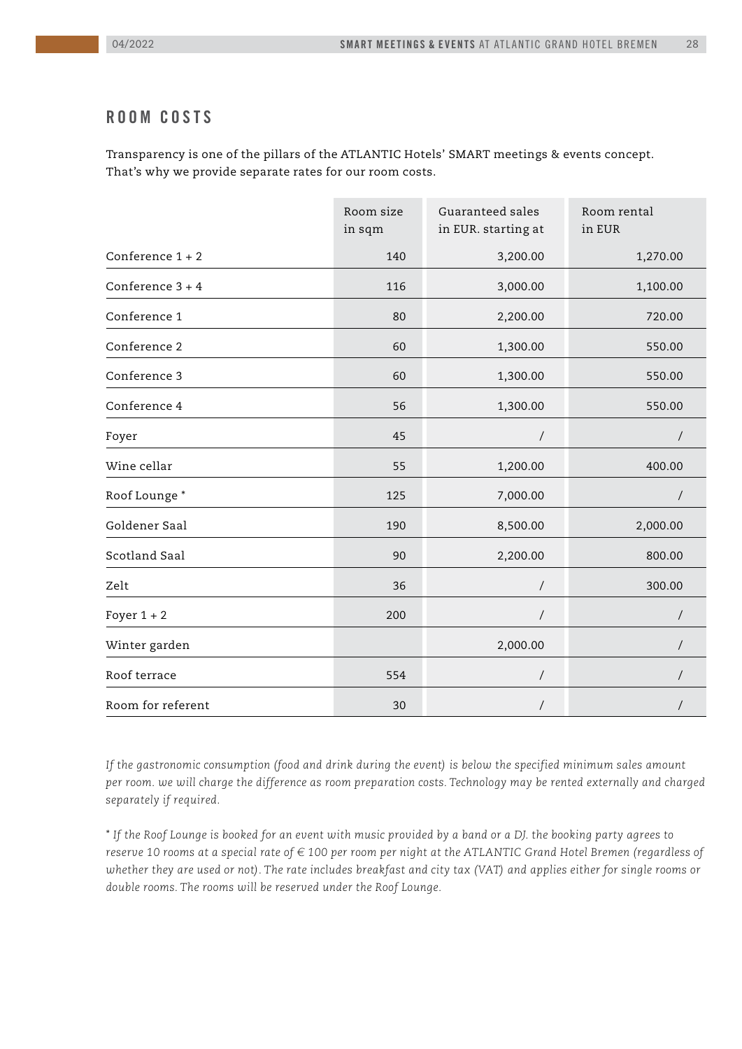## ROOM COSTS

Transparency is one of the pillars of the ATLANTIC Hotels' SMART meetings & events concept. That's why we provide separate rates for our room costs.

| | Room size in sqm | Guaranteed sales in EUR. starting at | Room rental in EUR |
|---|---|---|---|
| Conference 1 + 2 | 140 | 3,200.00 | 1,270.00 |
| Conference 3 + 4 | 116 | 3,000.00 | 1,100.00 |
| Conference 1 | 80 | 2,200.00 | 720.00 |
| Conference 2 | 60 | 1,300.00 | 550.00 |
| Conference 3 | 60 | 1,300.00 | 550.00 |
| Conference 4 | 56 | 1,300.00 | 550.00 |
| Foyer | 45 | / | / |
| Wine cellar | 55 | 1,200.00 | 400.00 |
| Roof Lounge * | 125 | 7,000.00 | / |
| Goldener Saal | 190 | 8,500.00 | 2,000.00 |
| Scotland Saal | 90 | 2,200.00 | 800.00 |
| Zelt | 36 | / | 300.00 |
| Foyer 1 + 2 | 200 | / | / |
| Winter garden | | 2,000.00 | / |
| Roof terrace | 554 | / | / |
| Room for referent | 30 | / | / |

*If the gastronomic consumption (food and drink during the event) is below the specified minimum sales amount per room. we will charge the difference as room preparation costs. Technology may be rented externally and charged separately if required.*

*\* If the Roof Lounge is booked for an event with music provided by a band or a DJ. the booking party agrees to reserve 10 rooms at a special rate of € 100 per room per night at the ATLANTIC Grand Hotel Bremen (regardless of whether they are used or not). The rate includes breakfast and city tax (VAT) and applies either for single rooms or double rooms. The rooms will be reserved under the Roof Lounge.*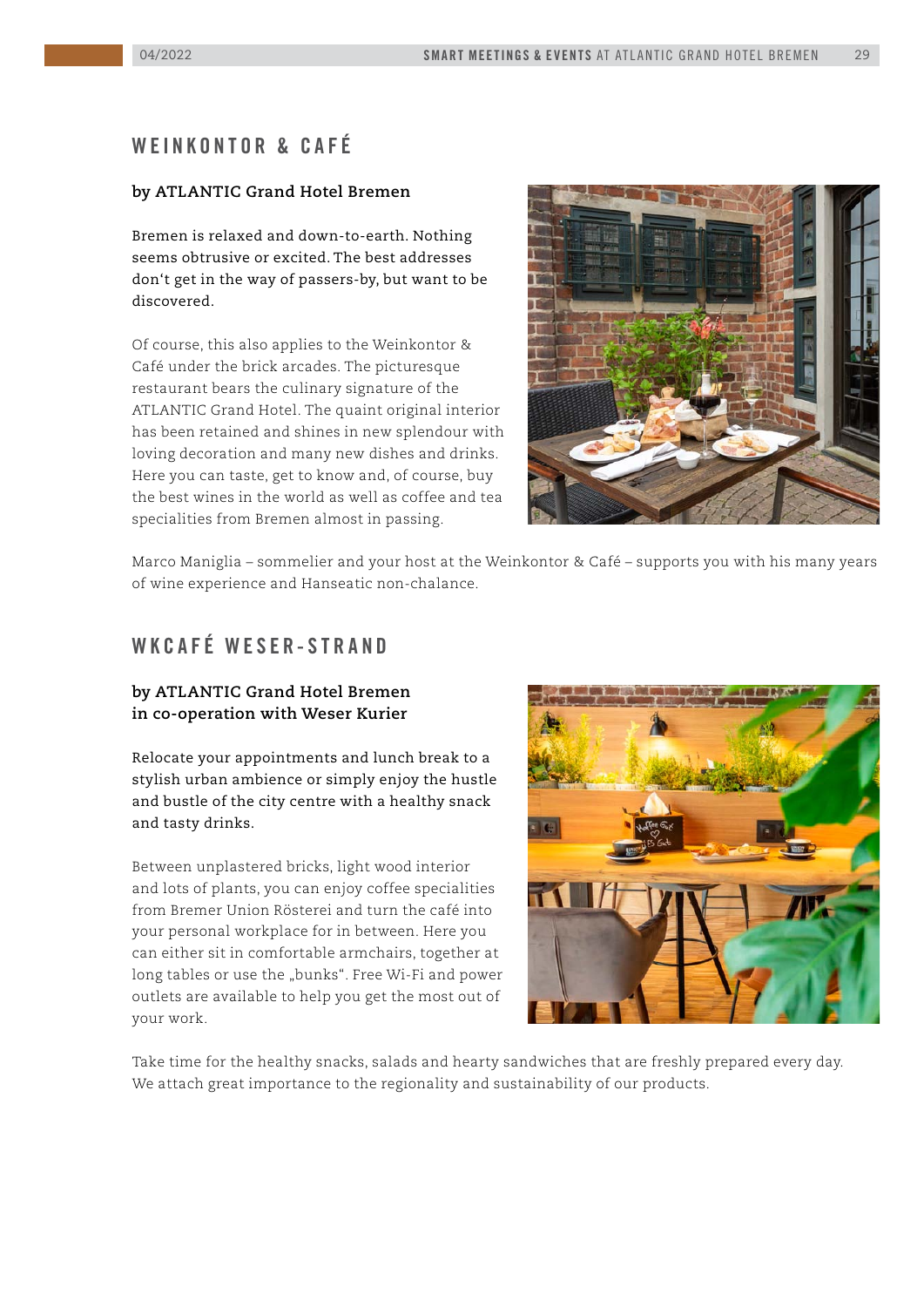## WEINKONTOR & CAFÉ

**by ATLANTIC Grand Hotel Bremen**

Bremen is relaxed and down-to-earth. Nothing seems obtrusive or excited. The best addresses don‘t get in the way of passers-by, but want to be discovered.

Of course, this also applies to the Weinkontor & Café under the brick arcades. The picturesque restaurant bears the culinary signature of the ATLANTIC Grand Hotel. The quaint original interior has been retained and shines in new splendour with loving decoration and many new dishes and drinks. Here you can taste, get to know and, of course, buy the best wines in the world as well as coffee and tea specialities from Bremen almost in passing.

Marco Maniglia – sommelier and your host at the Weinkontor & Café – supports you with his many years of wine experience and Hanseatic non-chalance.

## WKCAFÉ WESER-STRAND

**by ATLANTIC Grand Hotel Bremen in co-operation with Weser Kurier**

Relocate your appointments and lunch break to a stylish urban ambience or simply enjoy the hustle and bustle of the city centre with a healthy snack and tasty drinks.

Between unplastered bricks, light wood interior and lots of plants, you can enjoy coffee specialities from Bremer Union Rösterei and turn the café into your personal workplace for in between. Here you can either sit in comfortable armchairs, together at long tables or use the „bunks". Free Wi-Fi and power outlets are available to help you get the most out of your work.

Take time for the healthy snacks, salads and hearty sandwiches that are freshly prepared every day. We attach great importance to the regionality and sustainability of our products.